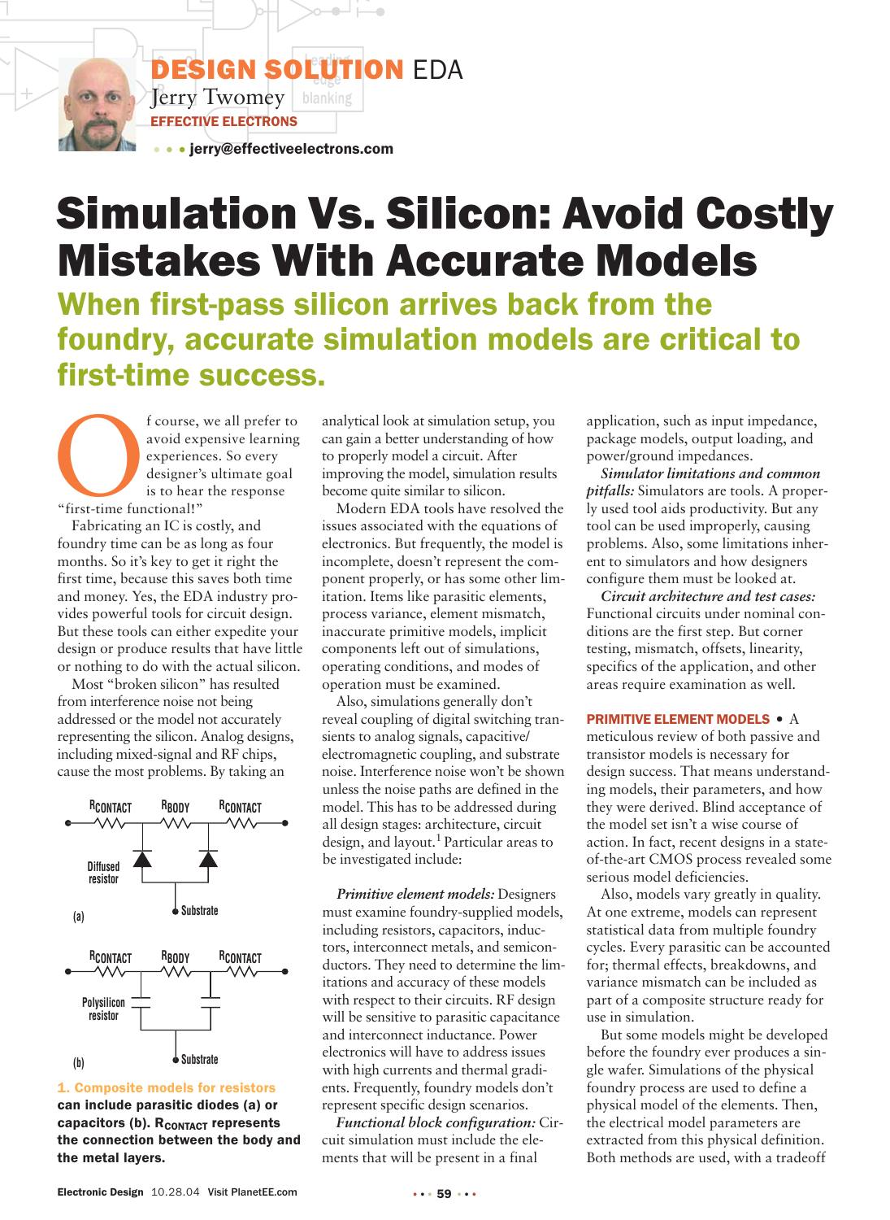DESIGN SOLUTION EDA

Jerry Twomey

EFFECTIVE ELECTRONS

jerry@effectiveelectrons.com

# Simulation Vs. Silicon: Avoid Costly Mistakes With Accurate Models

## When first-pass silicon arrives back from the foundry, accurate simulation models are critical to first-time success.

Of course, we all prefer to avoid expensive learning experiences. So every designer's ultimate goal is to hear the response "first-time functional!"

Fabricating an IC is costly, and foundry time can be as long as four months. So it's key to get it right the first time, because this saves both time and money. Yes, the EDA industry provides powerful tools for circuit design. But these tools can either expedite your design or produce results that have little or nothing to do with the actual silicon.

Most "broken silicon" has resulted from interference noise not being addressed or the model not accurately representing the silicon. Analog designs, including mixed-signal and RF chips, cause the most problems. By taking an analytical look at simulation setup, you can gain a better understanding of how to properly model a circuit. After improving the model, simulation results become quite similar to silicon.

**1. Composite models for resistors can include parasitic diodes (a) or capacitors (b). $R_{CONTACT}$ represents the connection between the body and the metal layers.**

Modern EDA tools have resolved the issues associated with the equations of electronics. But frequently, the model is incomplete, doesn't represent the component properly, or has some other limitation. Items like parasitic elements, process variance, element mismatch, inaccurate primitive models, implicit components left out of simulations, operating conditions, and modes of operation must be examined.

Also, simulations generally don't reveal coupling of digital switching transients to analog signals, capacitive/electromagnetic coupling, and substrate noise. Interference noise won't be shown unless the noise paths are defined in the model. This has to be addressed during all design stages: architecture, circuit design, and layout.[1] Particular areas to be investigated include:

*Primitive element models:* Designers must examine foundry-supplied models, including resistors, capacitors, inductors, interconnect metals, and semiconductors. They need to determine the limitations and accuracy of these models with respect to their circuits. RF design will be sensitive to parasitic capacitance and interconnect inductance. Power electronics will have to address issues with high currents and thermal gradients. Frequently, foundry models don't represent specific design scenarios.

*Functional block configuration:* Circuit simulation must include the elements that will be present in a final application, such as input impedance, package models, output loading, and power/ground impedances.

*Simulator limitations and common pitfalls:* Simulators are tools. A properly used tool aids productivity. But any tool can be used improperly, causing problems. Also, some limitations inherent to simulators and how designers configure them must be looked at.

*Circuit architecture and test cases:* Functional circuits under nominal conditions are the first step. But corner testing, mismatch, offsets, linearity, specifics of the application, and other areas require examination as well.

**PRIMITIVE ELEMENT MODELS** • A meticulous review of both passive and transistor models is necessary for design success. That means understanding models, their parameters, and how they were derived. Blind acceptance of the model set isn't a wise course of action. In fact, recent designs in a state-of-the-art CMOS process revealed some serious model deficiencies.

Also, models vary greatly in quality. At one extreme, models can represent statistical data from multiple foundry cycles. Every parasitic can be accounted for; thermal effects, breakdowns, and variance mismatch can be included as part of a composite structure ready for use in simulation.

But some models might be developed before the foundry ever produces a single wafer. Simulations of the physical foundry process are used to define a physical model of the elements. Then, the electrical model parameters are extracted from this physical definition. Both methods are used, with a tradeoff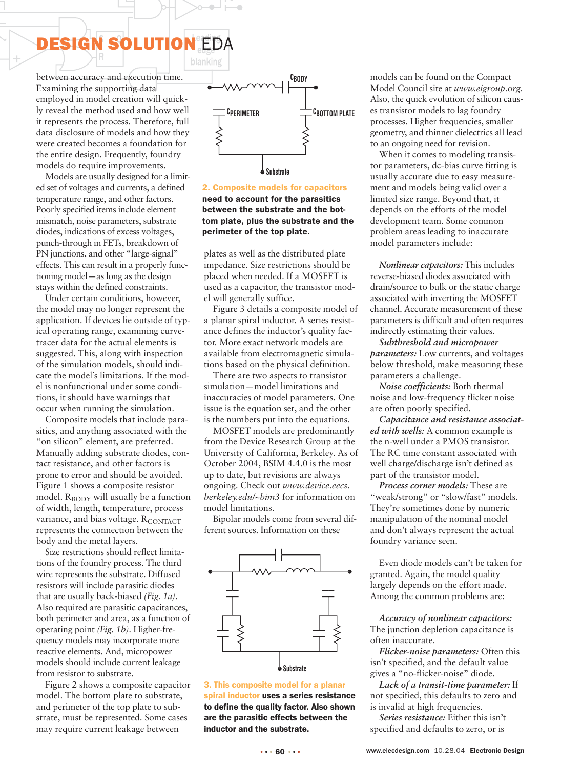between accuracy and execution time. Examining the supporting data employed in model creation will quickly reveal the method used and how well it represents the process. Therefore, full data disclosure of models and how they were created becomes a foundation for the entire design. Frequently, foundry models do require improvements.

Models are usually designed for a limited set of voltages and currents, a defined temperature range, and other factors. Poorly specified items include element mismatch, noise parameters, substrate diodes, indications of excess voltages, punch-through in FETs, breakdown of PN junctions, and other "large-signal" effects. This can result in a properly functioning model—as long as the design stays within the defined constraints.

Under certain conditions, however, the model may no longer represent the application. If devices lie outside of typical operating range, examining curve-tracer data for the actual elements is suggested. This, along with inspection of the simulation models, should indicate the model's limitations. If the model is nonfunctional under some conditions, it should have warnings that occur when running the simulation.

Composite models that include parasitics, and anything associated with the "on silicon" element, are preferred. Manually adding substrate diodes, contact resistance, and other factors is prone to error and should be avoided. Figure 1 shows a composite resistor model. $R_{BODY}$ will usually be a function of width, length, temperature, process variance, and bias voltage. $R_{CONTACT}$ represents the connection between the body and the metal layers.

Size restrictions should reflect limitations of the foundry process. The third wire represents the substrate. Diffused resistors will include parasitic diodes that are usually back-biased *(Fig. 1a)*. Also required are parasitic capacitances, both perimeter and area, as a function of operating point *(Fig. 1b)*. Higher-frequency models may incorporate more reactive elements. And, micropower models should include current leakage from resistor to substrate.

Figure 2 shows a composite capacitor model. The bottom plate to substrate, and perimeter of the top plate to substrate, must be represented. Some cases may require current leakage between plates as well as the distributed plate impedance. Size restrictions should be placed when needed. If a MOSFET is used as a capacitor, the transistor model will generally suffice.

**2. Composite models for capacitors need to account for the parasitics between the substrate and the bottom plate, plus the substrate and the perimeter of the top plate.**

Figure 3 details a composite model of a planar spiral inductor. A series resistance defines the inductor's quality factor. More exact network models are available from electromagnetic simulations based on the physical definition.

There are two aspects to transistor simulation—model limitations and inaccuracies of model parameters. One issue is the equation set, and the other is the numbers put into the equations.

MOSFET models are predominantly from the Device Research Group at the University of California, Berkeley. As of October 2004, BSIM 4.4.0 is the most up to date, but revisions are always ongoing. Check out *www.device.eecs.berkeley.edu/~bim3* for information on model limitations.

Bipolar models come from several different sources. Information on these models can be found on the Compact Model Council site at *www.eigroup.org*. Also, the quick evolution of silicon causes transistor models to lag foundry processes. Higher frequencies, smaller geometry, and thinner dielectrics all lead to an ongoing need for revision.

**3. This composite model for a planar spiral inductor uses a series resistance to define the quality factor. Also shown are the parasitic effects between the inductor and the substrate.**

When it comes to modeling transistor parameters, dc-bias curve fitting is usually accurate due to easy measurement and models being valid over a limited size range. Beyond that, it depends on the efforts of the model development team. Some common problem areas leading to inaccurate model parameters include:

*Nonlinear capacitors:* This includes reverse-biased diodes associated with drain/source to bulk or the static charge associated with inverting the MOSFET channel. Accurate measurement of these parameters is difficult and often requires indirectly estimating their values.

*Subthreshold and micropower parameters:* Low currents, and voltages below threshold, make measuring these parameters a challenge.

*Noise coefficients:* Both thermal noise and low-frequency flicker noise are often poorly specified.

*Capacitance and resistance associated with wells:* A common example is the n-well under a PMOS transistor. The RC time constant associated with well charge/discharge isn't defined as part of the transistor model.

*Process corner models:* These are "weak/strong" or "slow/fast" models. They're sometimes done by numeric manipulation of the nominal model and don't always represent the actual foundry variance seen.

Even diode models can't be taken for granted. Again, the model quality largely depends on the effort made. Among the common problems are:

*Accuracy of nonlinear capacitors:* The junction depletion capacitance is often inaccurate.

*Flicker-noise parameters:* Often this isn't specified, and the default value gives a "no-flicker-noise" diode.

*Lack of a transit-time parameter:* If not specified, this defaults to zero and is invalid at high frequencies.

*Series resistance:* Either this isn't specified and defaults to zero, or is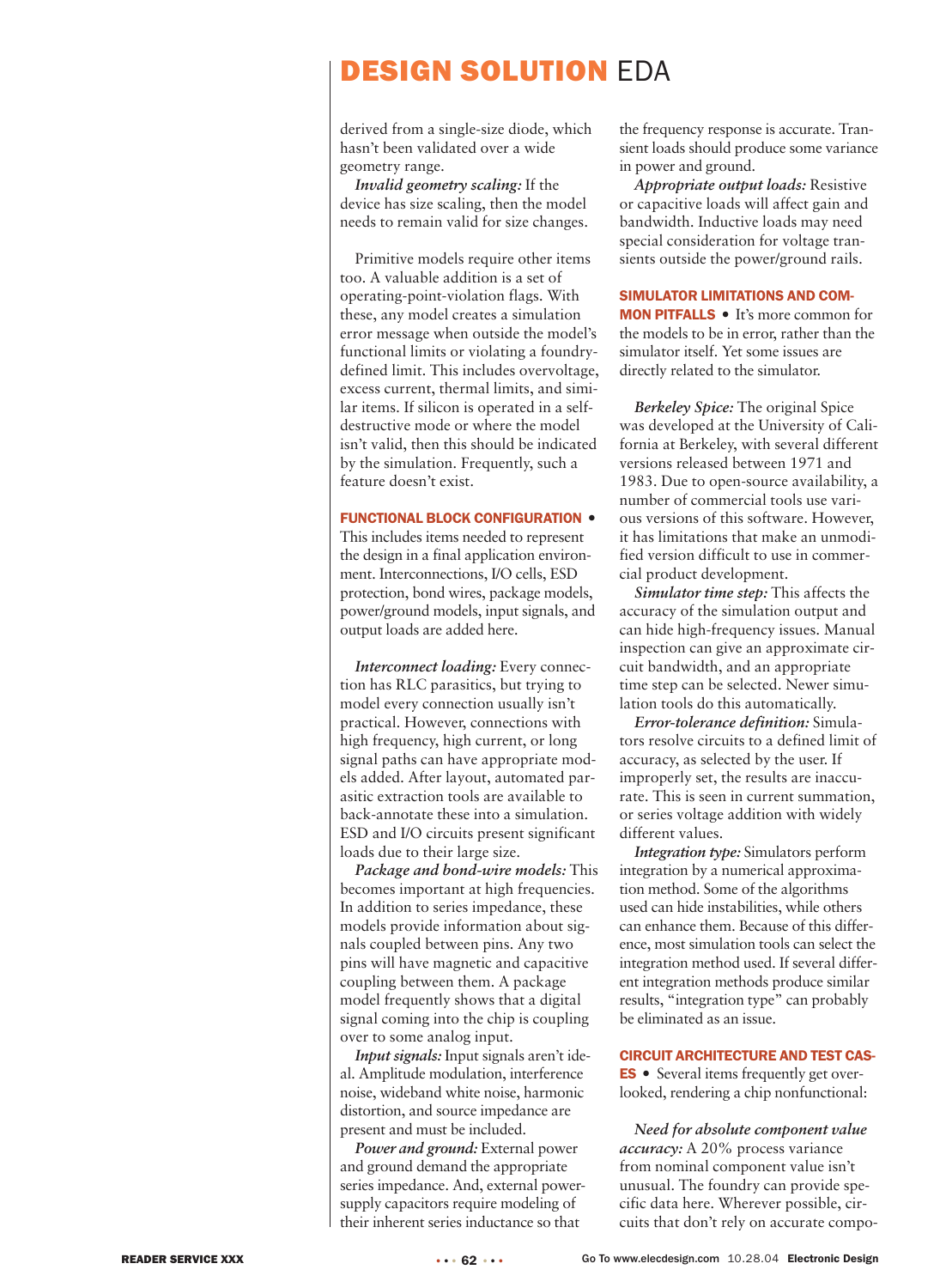derived from a single-size diode, which hasn't been validated over a wide geometry range.

*Invalid geometry scaling:* If the device has size scaling, then the model needs to remain valid for size changes.

Primitive models require other items too. A valuable addition is a set of operating-point-violation flags. With these, any model creates a simulation error message when outside the model's functional limits or violating a foundry-defined limit. This includes overvoltage, excess current, thermal limits, and similar items. If silicon is operated in a self-destructive mode or where the model isn't valid, then this should be indicated by the simulation. Frequently, such a feature doesn't exist.

**FUNCTIONAL BLOCK CONFIGURATION** • This includes items needed to represent the design in a final application environment. Interconnections, I/O cells, ESD protection, bond wires, package models, power/ground models, input signals, and output loads are added here.

*Interconnect loading:* Every connection has RLC parasitics, but trying to model every connection usually isn't practical. However, connections with high frequency, high current, or long signal paths can have appropriate models added. After layout, automated parasitic extraction tools are available to back-annotate these into a simulation. ESD and I/O circuits present significant loads due to their large size.

*Package and bond-wire models:* This becomes important at high frequencies. In addition to series impedance, these models provide information about signals coupled between pins. Any two pins will have magnetic and capacitive coupling between them. A package model frequently shows that a digital signal coming into the chip is coupling over to some analog input.

*Input signals:* Input signals aren't ideal. Amplitude modulation, interference noise, wideband white noise, harmonic distortion, and source impedance are present and must be included.

*Power and ground:* External power and ground demand the appropriate series impedance. And, external power-supply capacitors require modeling of their inherent series inductance so that the frequency response is accurate. Transient loads should produce some variance in power and ground.

*Appropriate output loads:* Resistive or capacitive loads will affect gain and bandwidth. Inductive loads may need special consideration for voltage transients outside the power/ground rails.

**SIMULATOR LIMITATIONS AND COMMON PITFALLS** • It's more common for the models to be in error, rather than the simulator itself. Yet some issues are directly related to the simulator.

*Berkeley Spice:* The original Spice was developed at the University of California at Berkeley, with several different versions released between 1971 and 1983. Due to open-source availability, a number of commercial tools use various versions of this software. However, it has limitations that make an unmodified version difficult to use in commercial product development.

*Simulator time step:* This affects the accuracy of the simulation output and can hide high-frequency issues. Manual inspection can give an approximate circuit bandwidth, and an appropriate time step can be selected. Newer simulation tools do this automatically.

*Error-tolerance definition:* Simulators resolve circuits to a defined limit of accuracy, as selected by the user. If improperly set, the results are inaccurate. This is seen in current summation, or series voltage addition with widely different values.

*Integration type:* Simulators perform integration by a numerical approximation method. Some of the algorithms used can hide instabilities, while others can enhance them. Because of this difference, most simulation tools can select the integration method used. If several different integration methods produce similar results, "integration type" can probably be eliminated as an issue.

**CIRCUIT ARCHITECTURE AND TEST CASES** • Several items frequently get overlooked, rendering a chip nonfunctional:

*Need for absolute component value accuracy:* A 20% process variance from nominal component value isn't unusual. The foundry can provide specific data here. Wherever possible, circuits that don't rely on accurate compo-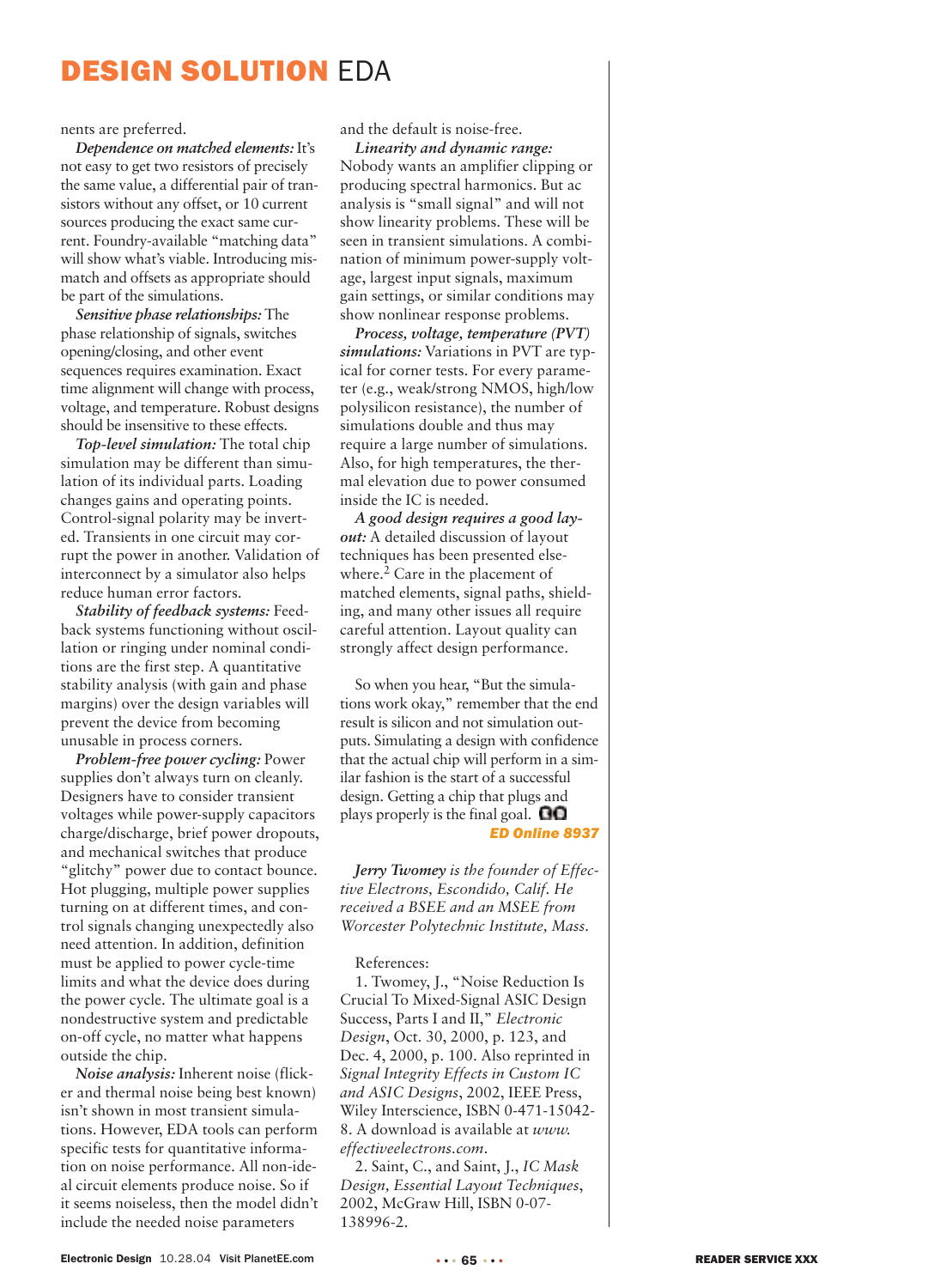nents are preferred.

***Dependence on matched elements:*** It's not easy to get two resistors of precisely the same value, a differential pair of transistors without any offset, or 10 current sources producing the exact same current. Foundry-available "matching data" will show what's viable. Introducing mismatch and offsets as appropriate should be part of the simulations.

***Sensitive phase relationships:*** The phase relationship of signals, switches opening/closing, and other event sequences requires examination. Exact time alignment will change with process, voltage, and temperature. Robust designs should be insensitive to these effects.

***Top-level simulation:*** The total chip simulation may be different than simulation of its individual parts. Loading changes gains and operating points. Control-signal polarity may be inverted. Transients in one circuit may corrupt the power in another. Validation of interconnect by a simulator also helps reduce human error factors.

***Stability of feedback systems:*** Feedback systems functioning without oscillation or ringing under nominal conditions are the first step. A quantitative stability analysis (with gain and phase margins) over the design variables will prevent the device from becoming unusable in process corners.

***Problem-free power cycling:*** Power supplies don't always turn on cleanly. Designers have to consider transient voltages while power-supply capacitors charge/discharge, brief power dropouts, and mechanical switches that produce "glitchy" power due to contact bounce. Hot plugging, multiple power supplies turning on at different times, and control signals changing unexpectedly also need attention. In addition, definition must be applied to power cycle-time limits and what the device does during the power cycle. The ultimate goal is a nondestructive system and predictable on-off cycle, no matter what happens outside the chip.

***Noise analysis:*** Inherent noise (flicker and thermal noise being best known) isn't shown in most transient simulations. However, EDA tools can perform specific tests for quantitative information on noise performance. All non-ideal circuit elements produce noise. So if it seems noiseless, then the model didn't include the needed noise parameters and the default is noise-free.

***Linearity and dynamic range:*** Nobody wants an amplifier clipping or producing spectral harmonics. But ac analysis is "small signal" and will not show linearity problems. These will be seen in transient simulations. A combination of minimum power-supply voltage, largest input signals, maximum gain settings, or similar conditions may show nonlinear response problems.

***Process, voltage, temperature (PVT) simulations:*** Variations in PVT are typical for corner tests. For every parameter (e.g., weak/strong NMOS, high/low polysilicon resistance), the number of simulations double and thus may require a large number of simulations. Also, for high temperatures, the thermal elevation due to power consumed inside the IC is needed.

***A good design requires a good layout:*** A detailed discussion of layout techniques has been presented elsewhere.[2] Care in the placement of matched elements, signal paths, shielding, and many other issues all require careful attention. Layout quality can strongly affect design performance.

So when you hear, "But the simulations work okay," remember that the end result is silicon and not simulation outputs. Simulating a design with confidence that the actual chip will perform in a similar fashion is the start of a successful design. Getting a chip that plugs and plays properly is the final goal.

***ED Online 8937***

***Jerry Twomey*** *is the founder of Effective Electrons, Escondido, Calif. He received a BSEE and an MSEE from Worcester Polytechnic Institute, Mass.*

References:

1. Twomey, J., "Noise Reduction Is Crucial To Mixed-Signal ASIC Design Success, Parts I and II," *Electronic Design*, Oct. 30, 2000, p. 123, and Dec. 4, 2000, p. 100. Also reprinted in *Signal Integrity Effects in Custom IC and ASIC Designs*, 2002, IEEE Press, Wiley Interscience, ISBN 0-471-15042-8. A download is available at *www.effectiveelectrons.com*.
2. Saint, C., and Saint, J., *IC Mask Design, Essential Layout Techniques*, 2002, McGraw Hill, ISBN 0-07-138996-2.